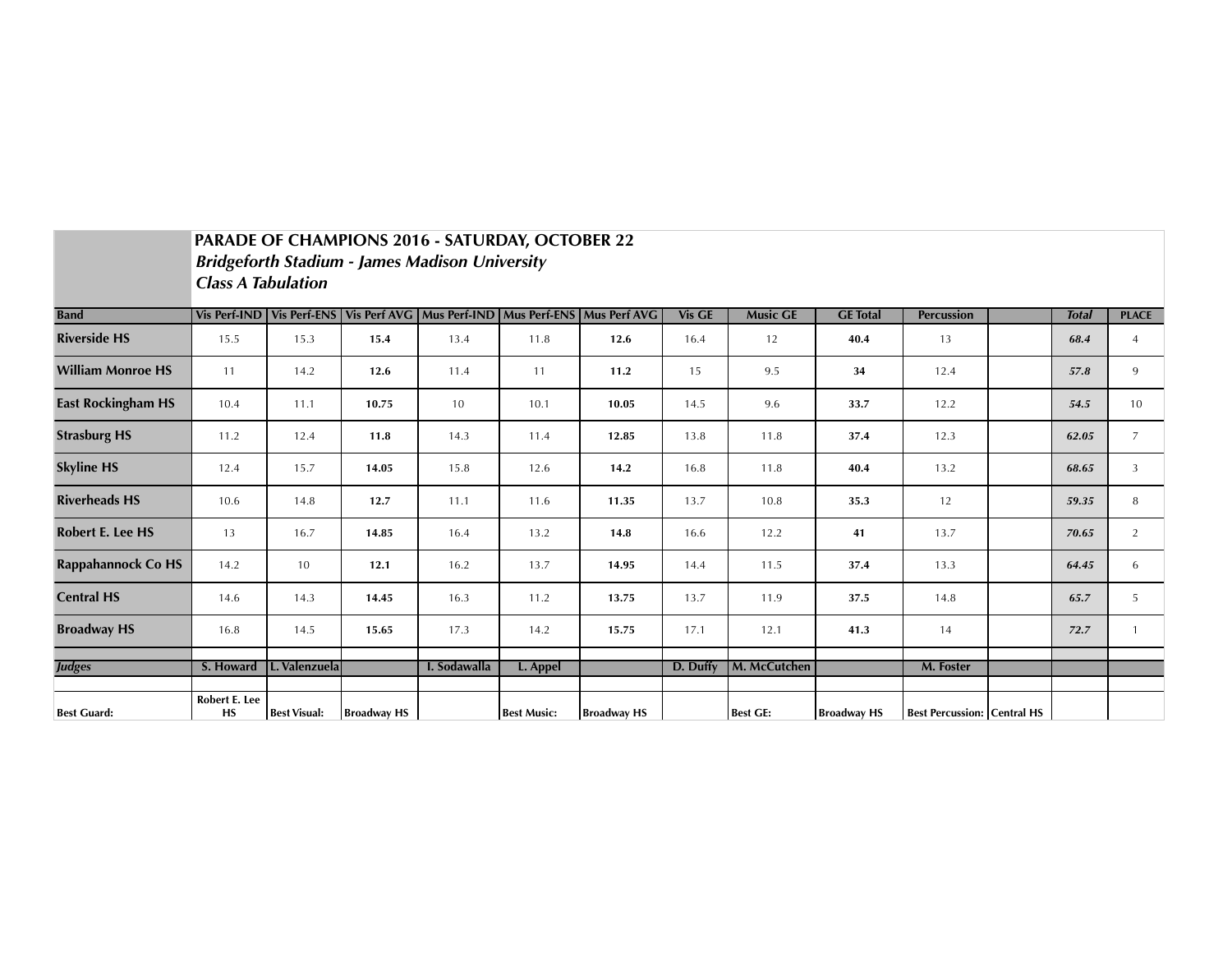# PARADE OF CHAMPIONS 2016 - SATURDAY, OCTOBER 22

***Bridgeforth Stadium - James Madison University***

***Class A Tabulation***

| Band | Vis Perf-IND | Vis Perf-ENS | Vis Perf AVG | Mus Perf-IND | Mus Perf-ENS | Mus Perf AVG | Vis GE | Music GE | GE Total | Percussion | | *Total* | PLACE |
|---|---|---|---|---|---|---|---|---|---|---|---|---|---|
| **Riverside HS** | 15.5 | 15.3 | **15.4** | 13.4 | 11.8 | **12.6** | 16.4 | 12 | **40.4** | 13 | | ***68.4*** | 4 |
| **William Monroe HS** | 11 | 14.2 | **12.6** | 11.4 | 11 | **11.2** | 15 | 9.5 | **34** | 12.4 | | ***57.8*** | 9 |
| **East Rockingham HS** | 10.4 | 11.1 | **10.75** | 10 | 10.1 | **10.05** | 14.5 | 9.6 | **33.7** | 12.2 | | ***54.5*** | 10 |
| **Strasburg HS** | 11.2 | 12.4 | **11.8** | 14.3 | 11.4 | **12.85** | 13.8 | 11.8 | **37.4** | 12.3 | | ***62.05*** | 7 |
| **Skyline HS** | 12.4 | 15.7 | **14.05** | 15.8 | 12.6 | **14.2** | 16.8 | 11.8 | **40.4** | 13.2 | | ***68.65*** | 3 |
| **Riverheads HS** | 10.6 | 14.8 | **12.7** | 11.1 | 11.6 | **11.35** | 13.7 | 10.8 | **35.3** | 12 | | ***59.35*** | 8 |
| **Robert E. Lee HS** | 13 | 16.7 | **14.85** | 16.4 | 13.2 | **14.8** | 16.6 | 12.2 | **41** | 13.7 | | ***70.65*** | 2 |
| **Rappahannock Co HS** | 14.2 | 10 | **12.1** | 16.2 | 13.7 | **14.95** | 14.4 | 11.5 | **37.4** | 13.3 | | ***64.45*** | 6 |
| **Central HS** | 14.6 | 14.3 | **14.45** | 16.3 | 11.2 | **13.75** | 13.7 | 11.9 | **37.5** | 14.8 | | ***65.7*** | 5 |
| **Broadway HS** | 16.8 | 14.5 | **15.65** | 17.3 | 14.2 | **15.75** | 17.1 | 12.1 | **41.3** | 14 | | ***72.7*** | 1 |
| | | | | | | | | | | | | | |
| ***Judges*** | **S. Howard** | **L. Valenzuela** | | **I. Sodawalla** | **L. Appel** | | **D. Duffy** | **M. McCutchen** | | **M. Foster** | | | |
| | | | | | | | | | | | | | |
| **Best Guard:** | **Robert E. Lee HS** | **Best Visual:** | **Broadway HS** | | **Best Music:** | **Broadway HS** | | **Best GE:** | **Broadway HS** | **Best Percussion:** | **Central HS** | | |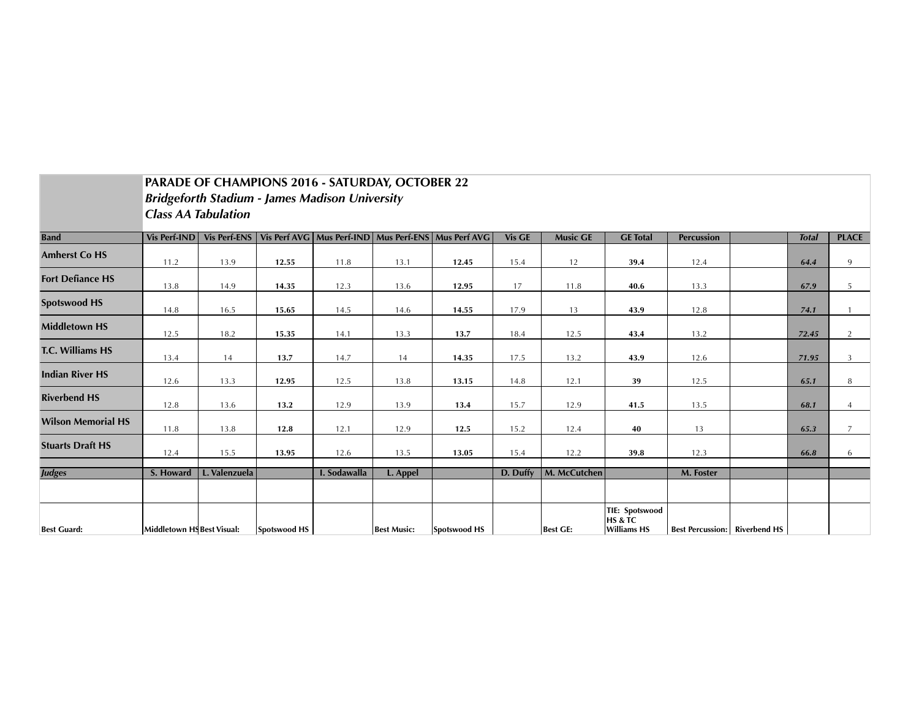## PARADE OF CHAMPIONS 2016 - SATURDAY, OCTOBER 22

***Bridgeforth Stadium - James Madison University***

***Class AA Tabulation***

| Band | Vis Perf-IND | Vis Perf-ENS | Vis Perf AVG | Mus Perf-IND | Mus Perf-ENS | Mus Perf AVG | Vis GE | Music GE | GE Total | Percussion | | *Total* | PLACE |
|---|---|---|---|---|---|---|---|---|---|---|---|---|---|
| **Amherst Co HS** | 11.2 | 13.9 | **12.55** | 11.8 | 13.1 | **12.45** | 15.4 | 12 | **39.4** | 12.4 | | ***64.4*** | 9 |
| **Fort Defiance HS** | 13.8 | 14.9 | **14.35** | 12.3 | 13.6 | **12.95** | 17 | 11.8 | **40.6** | 13.3 | | ***67.9*** | 5 |
| **Spotswood HS** | 14.8 | 16.5 | **15.65** | 14.5 | 14.6 | **14.55** | 17.9 | 13 | **43.9** | 12.8 | | ***74.1*** | 1 |
| **Middletown HS** | 12.5 | 18.2 | **15.35** | 14.1 | 13.3 | **13.7** | 18.4 | 12.5 | **43.4** | 13.2 | | ***72.45*** | 2 |
| **T.C. Williams HS** | 13.4 | 14 | **13.7** | 14.7 | 14 | **14.35** | 17.5 | 13.2 | **43.9** | 12.6 | | ***71.95*** | 3 |
| **Indian River HS** | 12.6 | 13.3 | **12.95** | 12.5 | 13.8 | **13.15** | 14.8 | 12.1 | **39** | 12.5 | | ***65.1*** | 8 |
| **Riverbend HS** | 12.8 | 13.6 | **13.2** | 12.9 | 13.9 | **13.4** | 15.7 | 12.9 | **41.5** | 13.5 | | ***68.1*** | 4 |
| **Wilson Memorial HS** | 11.8 | 13.8 | **12.8** | 12.1 | 12.9 | **12.5** | 15.2 | 12.4 | **40** | 13 | | ***65.3*** | 7 |
| **Stuarts Draft HS** | 12.4 | 15.5 | **13.95** | 12.6 | 13.5 | **13.05** | 15.4 | 12.2 | **39.8** | 12.3 | | ***66.8*** | 6 |
| ***Judges*** | **S. Howard** | **L. Valenzuela** | | **I. Sodawalla** | **L. Appel** | | **D. Duffy** | **M. McCutchen** | | **M. Foster** | | | |
| | | | | | | | | | | | | | |
| **Best Guard:** | **Middletown HS** | **Best Visual:** | **Spotswood HS** | | **Best Music:** | **Spotswood HS** | | **Best GE:** | **TIE: Spotswood HS & TC Williams HS** | **Best Percussion:** | **Riverbend HS** | | |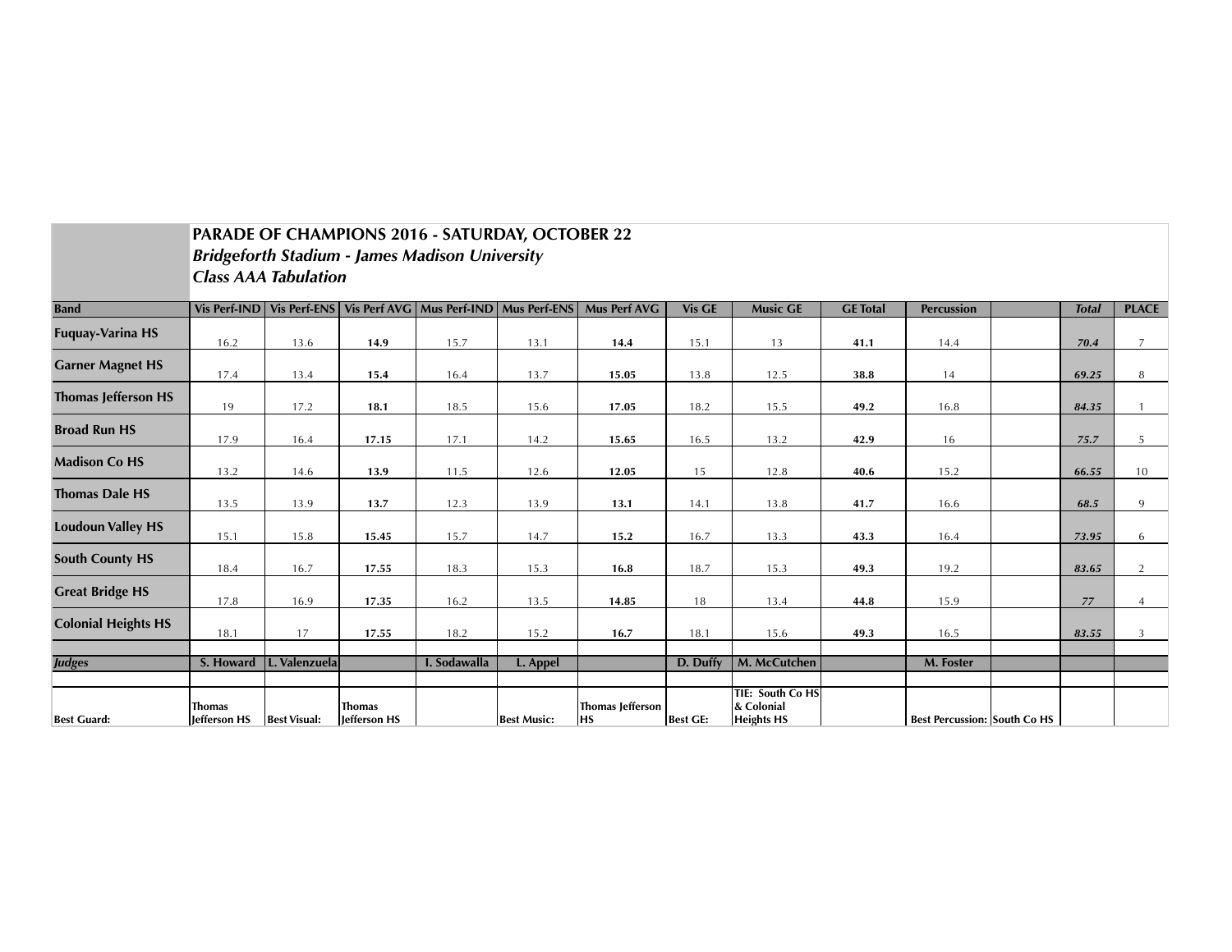# PARADE OF CHAMPIONS 2016 - SATURDAY, OCTOBER 22

## *Bridgeforth Stadium - James Madison University*

### *Class AAA Tabulation*

| Band | Vis Perf-IND | Vis Perf-ENS | Vis Perf AVG | Mus Perf-IND | Mus Perf-ENS | Mus Perf AVG | Vis GE | Music GE | GE Total | Percussion | | *Total* | PLACE |
|---|---|---|---|---|---|---|---|---|---|---|---|---|---|
| Fuquay-Varina HS | 16.2 | 13.6 | **14.9** | 15.7 | 13.1 | **14.4** | 15.1 | 13 | **41.1** | 14.4 | | ***70.4*** | 7 |
| Garner Magnet HS | 17.4 | 13.4 | **15.4** | 16.4 | 13.7 | **15.05** | 13.8 | 12.5 | **38.8** | 14 | | ***69.25*** | 8 |
| Thomas Jefferson HS | 19 | 17.2 | **18.1** | 18.5 | 15.6 | **17.05** | 18.2 | 15.5 | **49.2** | 16.8 | | ***84.35*** | 1 |
| Broad Run HS | 17.9 | 16.4 | **17.15** | 17.1 | 14.2 | **15.65** | 16.5 | 13.2 | **42.9** | 16 | | ***75.7*** | 5 |
| Madison Co HS | 13.2 | 14.6 | **13.9** | 11.5 | 12.6 | **12.05** | 15 | 12.8 | **40.6** | 15.2 | | ***66.55*** | 10 |
| Thomas Dale HS | 13.5 | 13.9 | **13.7** | 12.3 | 13.9 | **13.1** | 14.1 | 13.8 | **41.7** | 16.6 | | ***68.5*** | 9 |
| Loudoun Valley HS | 15.1 | 15.8 | **15.45** | 15.7 | 14.7 | **15.2** | 16.7 | 13.3 | **43.3** | 16.4 | | ***73.95*** | 6 |
| South County HS | 18.4 | 16.7 | **17.55** | 18.3 | 15.3 | **16.8** | 18.7 | 15.3 | **49.3** | 19.2 | | ***83.65*** | 2 |
| Great Bridge HS | 17.8 | 16.9 | **17.35** | 16.2 | 13.5 | **14.85** | 18 | 13.4 | **44.8** | 15.9 | | ***77*** | 4 |
| Colonial Heights HS | 18.1 | 17 | **17.55** | 18.2 | 15.2 | **16.7** | 18.1 | 15.6 | **49.3** | 16.5 | | ***83.55*** | 3 |
| | | | | | | | | | | | | | |
| ***Judges*** | **S. Howard** | **L. Valenzuela** | | **I. Sodawalla** | **L. Appel** | | **D. Duffy** | **M. McCutchen** | | **M. Foster** | | | |
| | | | | | | | | | | | | | |
| **Best Guard:** | **Thomas Jefferson HS** | **Best Visual:** | **Thomas Jefferson HS** | | **Best Music:** | **Thomas Jefferson HS** | **Best GE:** | **TIE: South Co HS & Colonial Heights HS** | | **Best Percussion:** | **South Co HS** | | |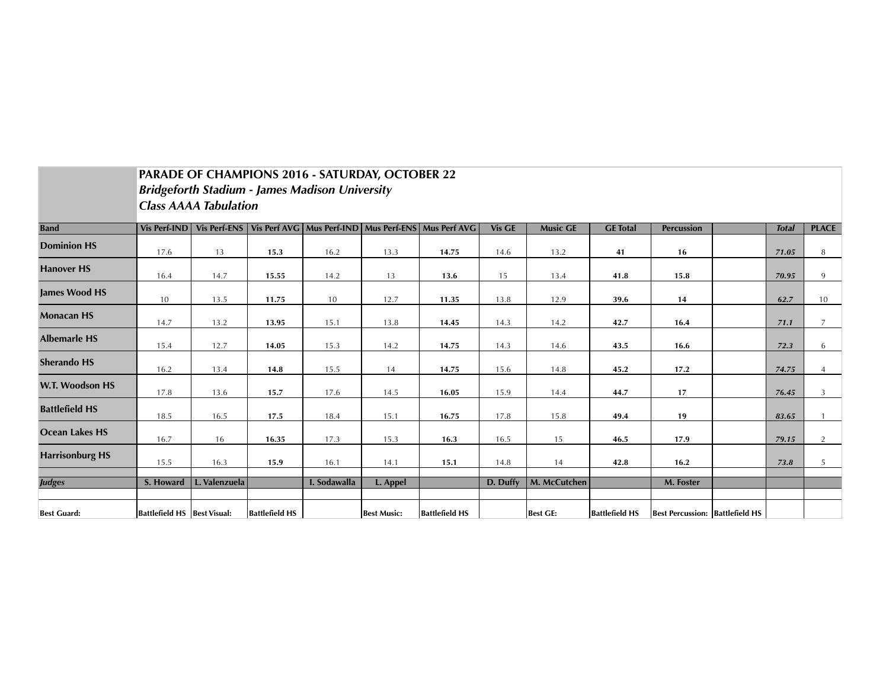# PARADE OF CHAMPIONS 2016 - SATURDAY, OCTOBER 22

***Bridgeforth Stadium - James Madison University***

***Class AAAA Tabulation***

| Band | Vis Perf-IND | Vis Perf-ENS | Vis Perf AVG | Mus Perf-IND | Mus Perf-ENS | Mus Perf AVG | Vis GE | Music GE | GE Total | Percussion | | *Total* | PLACE |
|---|---|---|---|---|---|---|---|---|---|---|---|---|---|
| **Dominion HS** | 17.6 | 13 | **15.3** | 16.2 | 13.3 | **14.75** | 14.6 | 13.2 | **41** | **16** | | ***71.05*** | 8 |
| **Hanover HS** | 16.4 | 14.7 | **15.55** | 14.2 | 13 | **13.6** | 15 | 13.4 | **41.8** | **15.8** | | ***70.95*** | 9 |
| **James Wood HS** | 10 | 13.5 | **11.75** | 10 | 12.7 | **11.35** | 13.8 | 12.9 | **39.6** | **14** | | ***62.7*** | 10 |
| **Monacan HS** | 14.7 | 13.2 | **13.95** | 15.1 | 13.8 | **14.45** | 14.3 | 14.2 | **42.7** | **16.4** | | ***71.1*** | 7 |
| **Albemarle HS** | 15.4 | 12.7 | **14.05** | 15.3 | 14.2 | **14.75** | 14.3 | 14.6 | **43.5** | **16.6** | | ***72.3*** | 6 |
| **Sherando HS** | 16.2 | 13.4 | **14.8** | 15.5 | 14 | **14.75** | 15.6 | 14.8 | **45.2** | **17.2** | | ***74.75*** | 4 |
| **W.T. Woodson HS** | 17.8 | 13.6 | **15.7** | 17.6 | 14.5 | **16.05** | 15.9 | 14.4 | **44.7** | **17** | | ***76.45*** | 3 |
| **Battlefield HS** | 18.5 | 16.5 | **17.5** | 18.4 | 15.1 | **16.75** | 17.8 | 15.8 | **49.4** | **19** | | ***83.65*** | 1 |
| **Ocean Lakes HS** | 16.7 | 16 | **16.35** | 17.3 | 15.3 | **16.3** | 16.5 | 15 | **46.5** | **17.9** | | ***79.15*** | 2 |
| **Harrisonburg HS** | 15.5 | 16.3 | **15.9** | 16.1 | 14.1 | **15.1** | 14.8 | 14 | **42.8** | **16.2** | | ***73.8*** | 5 |
| ***Judges*** | **S. Howard** | **L. Valenzuela** | | **I. Sodawalla** | **L. Appel** | | **D. Duffy** | **M. McCutchen** | | **M. Foster** | | | |
| **Best Guard:** | **Battlefield HS** | **Best Visual:** | **Battlefield HS** | | **Best Music:** | **Battlefield HS** | | **Best GE:** | **Battlefield HS** | **Best Percussion:** | **Battlefield HS** | | |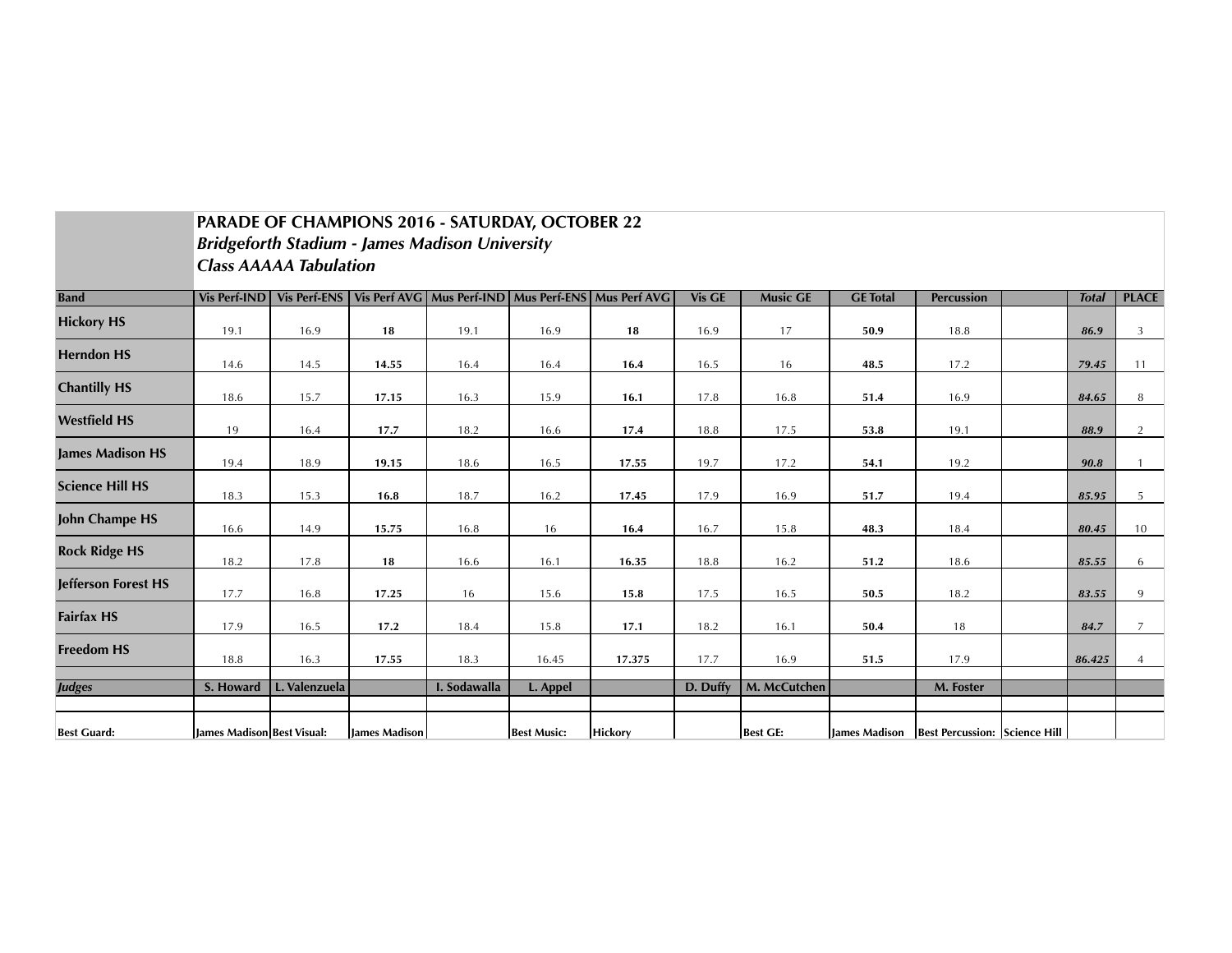## PARADE OF CHAMPIONS 2016 - SATURDAY, OCTOBER 22

***Bridgeforth Stadium - James Madison University***

***Class AAAAA Tabulation***

| Band | Vis Perf-IND | Vis Perf-ENS | Vis Perf AVG | Mus Perf-IND | Mus Perf-ENS | Mus Perf AVG | Vis GE | Music GE | GE Total | Percussion | | *Total* | PLACE |
|---|---|---|---|---|---|---|---|---|---|---|---|---|---|
| **Hickory HS** | 19.1 | 16.9 | **18** | 19.1 | 16.9 | **18** | 16.9 | 17 | **50.9** | 18.8 | | ***86.9*** | 3 |
| **Herndon HS** | 14.6 | 14.5 | **14.55** | 16.4 | 16.4 | **16.4** | 16.5 | 16 | **48.5** | 17.2 | | ***79.45*** | 11 |
| **Chantilly HS** | 18.6 | 15.7 | **17.15** | 16.3 | 15.9 | **16.1** | 17.8 | 16.8 | **51.4** | 16.9 | | ***84.65*** | 8 |
| **Westfield HS** | 19 | 16.4 | **17.7** | 18.2 | 16.6 | **17.4** | 18.8 | 17.5 | **53.8** | 19.1 | | ***88.9*** | 2 |
| **James Madison HS** | 19.4 | 18.9 | **19.15** | 18.6 | 16.5 | **17.55** | 19.7 | 17.2 | **54.1** | 19.2 | | ***90.8*** | 1 |
| **Science Hill HS** | 18.3 | 15.3 | **16.8** | 18.7 | 16.2 | **17.45** | 17.9 | 16.9 | **51.7** | 19.4 | | ***85.95*** | 5 |
| **John Champe HS** | 16.6 | 14.9 | **15.75** | 16.8 | 16 | **16.4** | 16.7 | 15.8 | **48.3** | 18.4 | | ***80.45*** | 10 |
| **Rock Ridge HS** | 18.2 | 17.8 | **18** | 16.6 | 16.1 | **16.35** | 18.8 | 16.2 | **51.2** | 18.6 | | ***85.55*** | 6 |
| **Jefferson Forest HS** | 17.7 | 16.8 | **17.25** | 16 | 15.6 | **15.8** | 17.5 | 16.5 | **50.5** | 18.2 | | ***83.55*** | 9 |
| **Fairfax HS** | 17.9 | 16.5 | **17.2** | 18.4 | 15.8 | **17.1** | 18.2 | 16.1 | **50.4** | 18 | | ***84.7*** | 7 |
| **Freedom HS** | 18.8 | 16.3 | **17.55** | 18.3 | 16.45 | **17.375** | 17.7 | 16.9 | **51.5** | 17.9 | | ***86.425*** | 4 |
| ***Judges*** | **S. Howard** | **L. Valenzuela** | | **I. Sodawalla** | **L. Appel** | | **D. Duffy** | **M. McCutchen** | | **M. Foster** | | | |
| **Best Guard:** | **James Madison** | **Best Visual:** | **James Madison** | | **Best Music:** | **Hickory** | | **Best GE:** | **James Madison** | **Best Percussion:** | **Science Hill** | | |